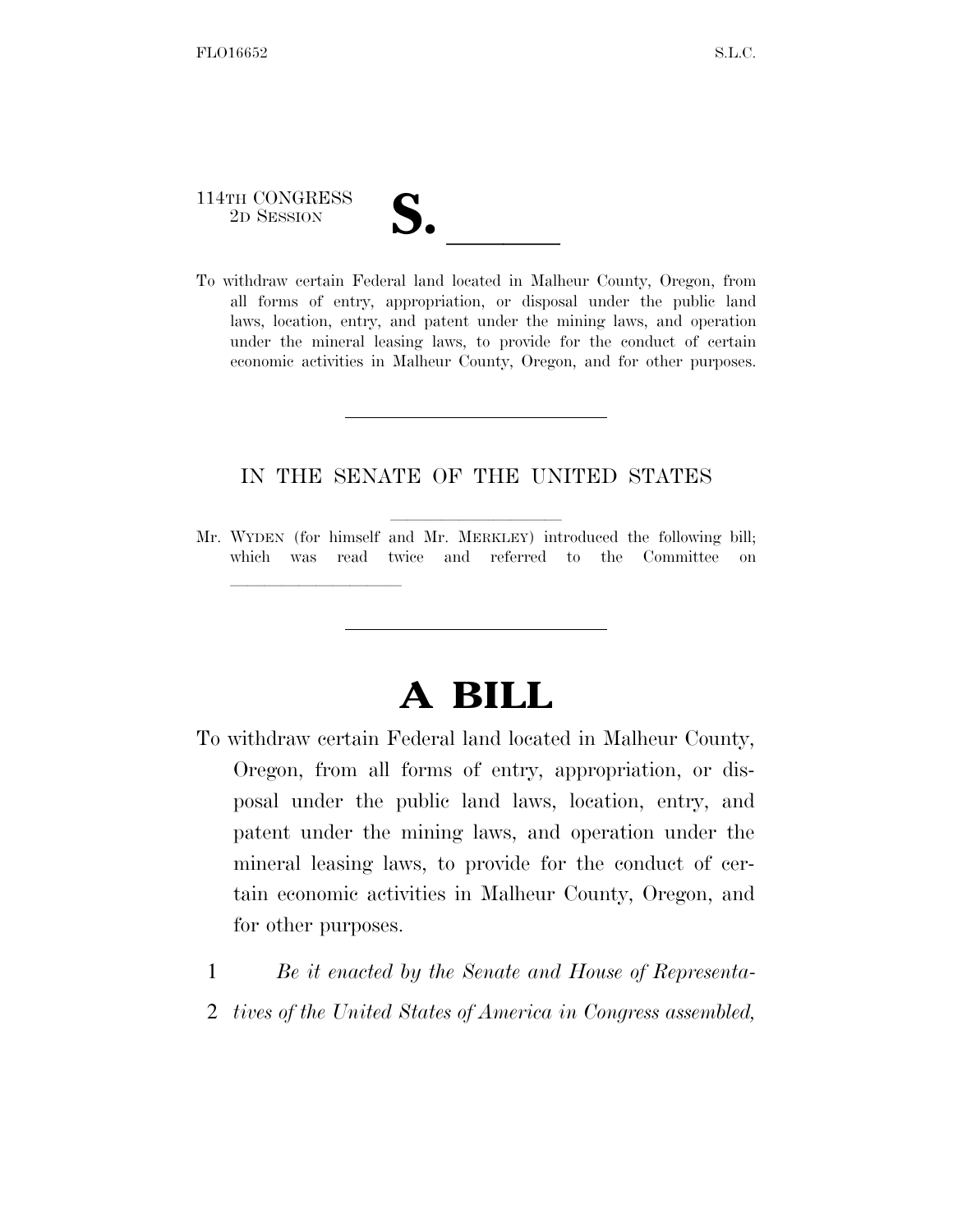114TH CONGRESS
2D SESSION

# S. \_\_\_\_\_\_

To withdraw certain Federal land located in Malheur County, Oregon, from all forms of entry, appropriation, or disposal under the public land laws, location, entry, and patent under the mining laws, and operation under the mineral leasing laws, to provide for the conduct of certain economic activities in Malheur County, Oregon, and for other purposes.

---

IN THE SENATE OF THE UNITED STATES

Mr. WYDEN (for himself and Mr. MERKLEY) introduced the following bill; which was read twice and referred to the Committee on \_\_\_\_\_\_\_\_\_\_\_\_\_\_\_\_\_\_

---

# A BILL

To withdraw certain Federal land located in Malheur County, Oregon, from all forms of entry, appropriation, or disposal under the public land laws, location, entry, and patent under the mining laws, and operation under the mineral leasing laws, to provide for the conduct of certain economic activities in Malheur County, Oregon, and for other purposes.

1 *Be it enacted by the Senate and House of Representa-*
2 *tives of the United States of America in Congress assembled,*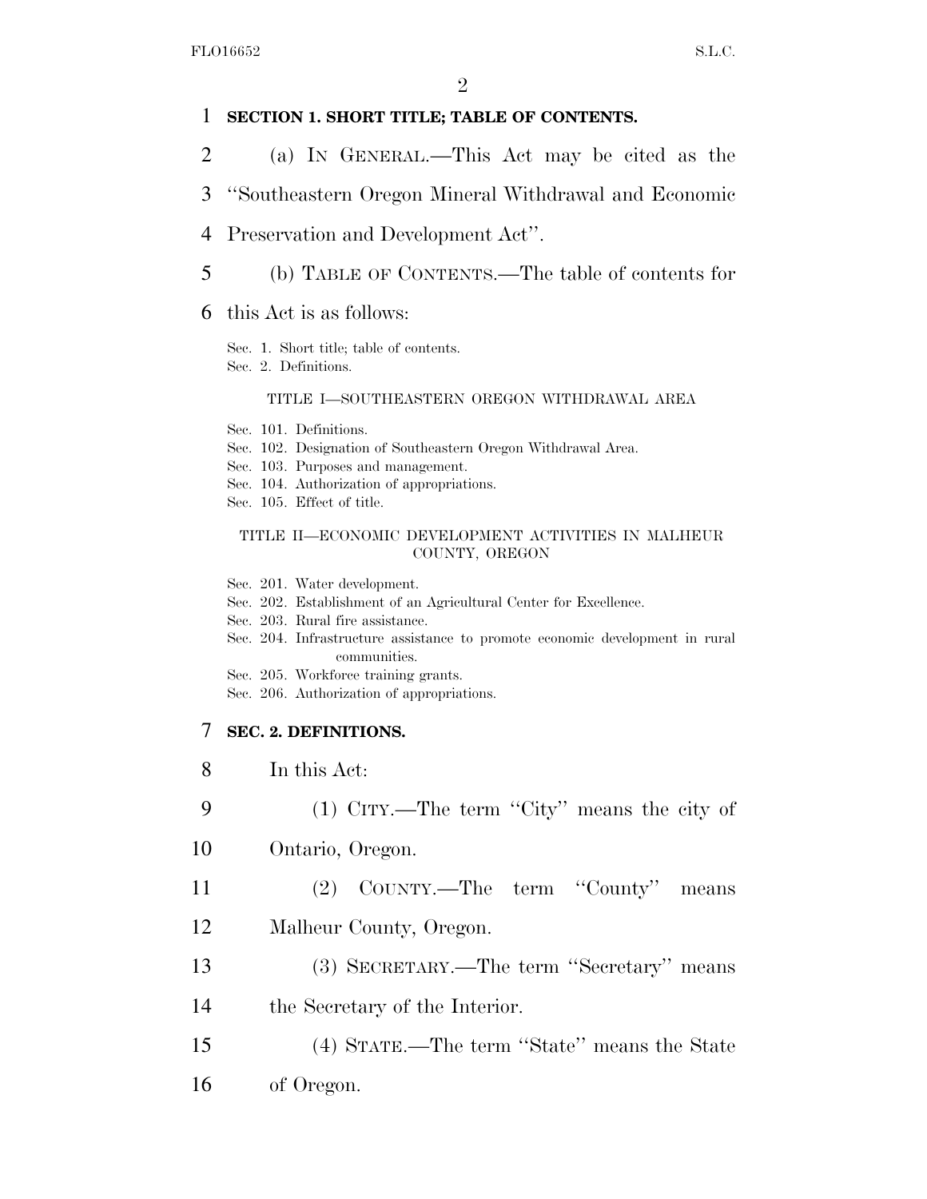**SECTION 1. SHORT TITLE; TABLE OF CONTENTS.**

(a) IN GENERAL.—This Act may be cited as the "Southeastern Oregon Mineral Withdrawal and Economic Preservation and Development Act".

(b) TABLE OF CONTENTS.—The table of contents for this Act is as follows:

Sec. 1. Short title; table of contents.
Sec. 2. Definitions.

TITLE I—SOUTHEASTERN OREGON WITHDRAWAL AREA

Sec. 101. Definitions.
Sec. 102. Designation of Southeastern Oregon Withdrawal Area.
Sec. 103. Purposes and management.
Sec. 104. Authorization of appropriations.
Sec. 105. Effect of title.

TITLE II—ECONOMIC DEVELOPMENT ACTIVITIES IN MALHEUR COUNTY, OREGON

Sec. 201. Water development.
Sec. 202. Establishment of an Agricultural Center for Excellence.
Sec. 203. Rural fire assistance.
Sec. 204. Infrastructure assistance to promote economic development in rural communities.
Sec. 205. Workforce training grants.
Sec. 206. Authorization of appropriations.

**SEC. 2. DEFINITIONS.**

In this Act:

(1) CITY.—The term "City" means the city of Ontario, Oregon.

(2) COUNTY.—The term "County" means Malheur County, Oregon.

(3) SECRETARY.—The term "Secretary" means the Secretary of the Interior.

(4) STATE.—The term "State" means the State of Oregon.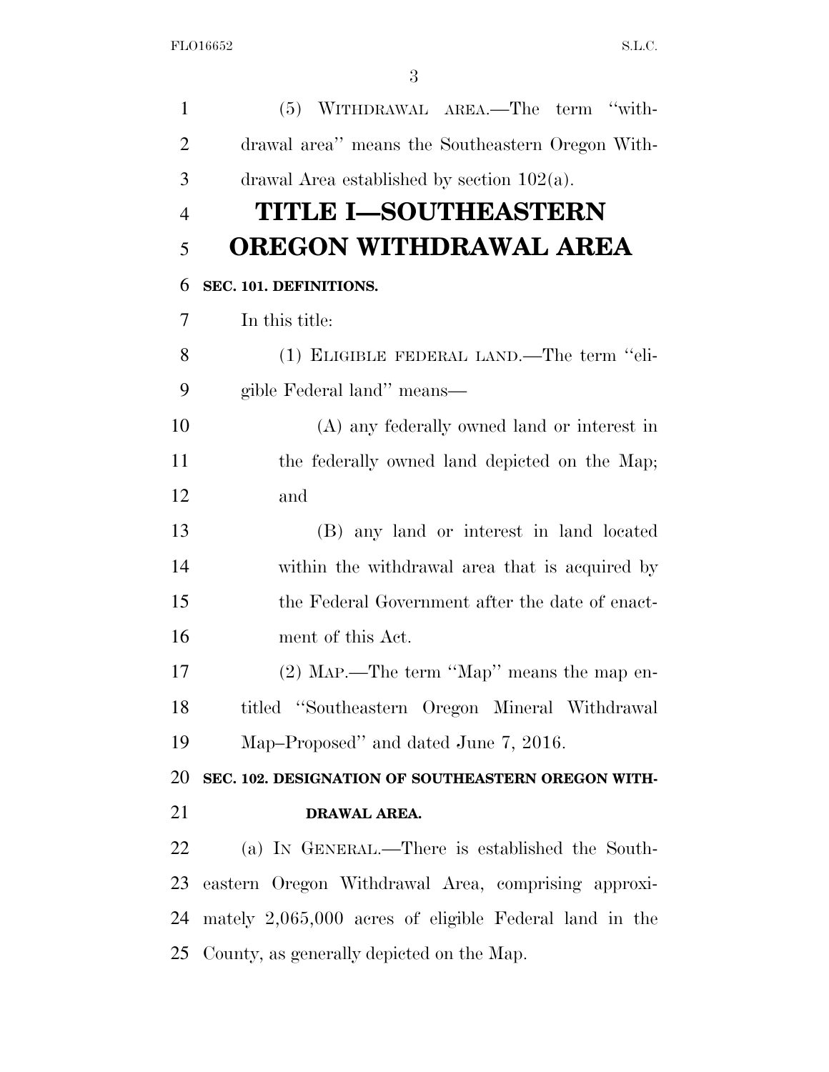(5) WITHDRAWAL AREA.—The term ''withdrawal area'' means the Southeastern Oregon Withdrawal Area established by section 102(a).

# TITLE I—SOUTHEASTERN OREGON WITHDRAWAL AREA

**SEC. 101. DEFINITIONS.**

In this title:

(1) ELIGIBLE FEDERAL LAND.—The term ''eligible Federal land'' means—

(A) any federally owned land or interest in the federally owned land depicted on the Map; and

(B) any land or interest in land located within the withdrawal area that is acquired by the Federal Government after the date of enactment of this Act.

(2) MAP.—The term ''Map'' means the map entitled ''Southeastern Oregon Mineral Withdrawal Map–Proposed'' and dated June 7, 2016.

**SEC. 102. DESIGNATION OF SOUTHEASTERN OREGON WITHDRAWAL AREA.**

(a) IN GENERAL.—There is established the Southeastern Oregon Withdrawal Area, comprising approximately 2,065,000 acres of eligible Federal land in the County, as generally depicted on the Map.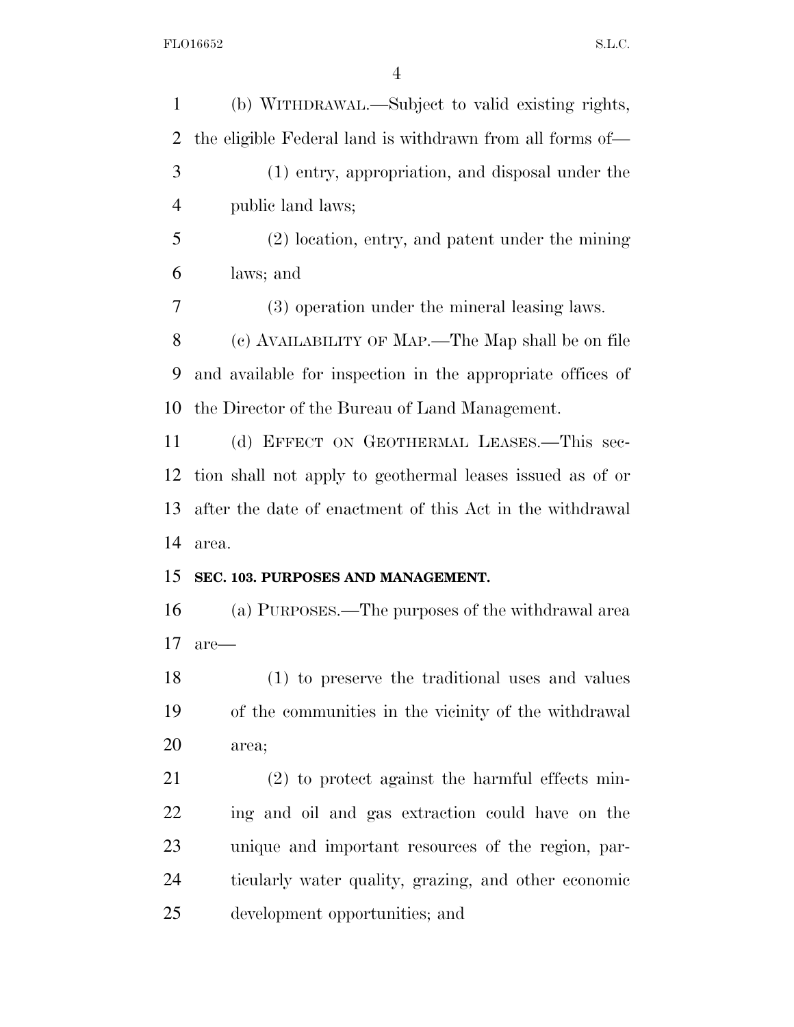(b) WITHDRAWAL.—Subject to valid existing rights, the eligible Federal land is withdrawn from all forms of—

(1) entry, appropriation, and disposal under the public land laws;

(2) location, entry, and patent under the mining laws; and

(3) operation under the mineral leasing laws.

(c) AVAILABILITY OF MAP.—The Map shall be on file and available for inspection in the appropriate offices of the Director of the Bureau of Land Management.

(d) EFFECT ON GEOTHERMAL LEASES.—This section shall not apply to geothermal leases issued as of or after the date of enactment of this Act in the withdrawal area.

**SEC. 103. PURPOSES AND MANAGEMENT.**

(a) PURPOSES.—The purposes of the withdrawal area are—

(1) to preserve the traditional uses and values of the communities in the vicinity of the withdrawal area;

(2) to protect against the harmful effects mining and oil and gas extraction could have on the unique and important resources of the region, particularly water quality, grazing, and other economic development opportunities; and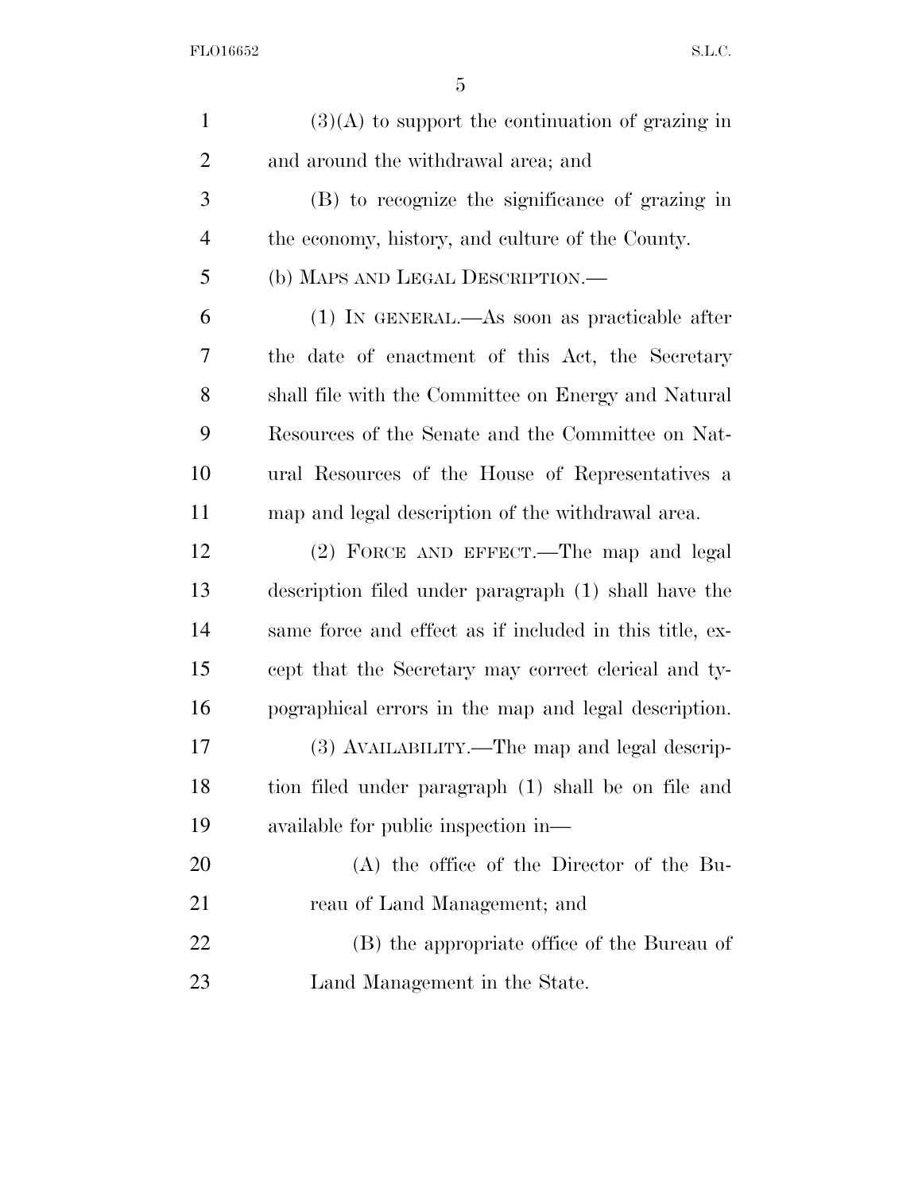(3)(A) to support the continuation of grazing in and around the withdrawal area; and

(B) to recognize the significance of grazing in the economy, history, and culture of the County.

(b) MAPS AND LEGAL DESCRIPTION.—

(1) IN GENERAL.—As soon as practicable after the date of enactment of this Act, the Secretary shall file with the Committee on Energy and Natural Resources of the Senate and the Committee on Natural Resources of the House of Representatives a map and legal description of the withdrawal area.

(2) FORCE AND EFFECT.—The map and legal description filed under paragraph (1) shall have the same force and effect as if included in this title, except that the Secretary may correct clerical and typographical errors in the map and legal description.

(3) AVAILABILITY.—The map and legal description filed under paragraph (1) shall be on file and available for public inspection in—

(A) the office of the Director of the Bureau of Land Management; and

(B) the appropriate office of the Bureau of Land Management in the State.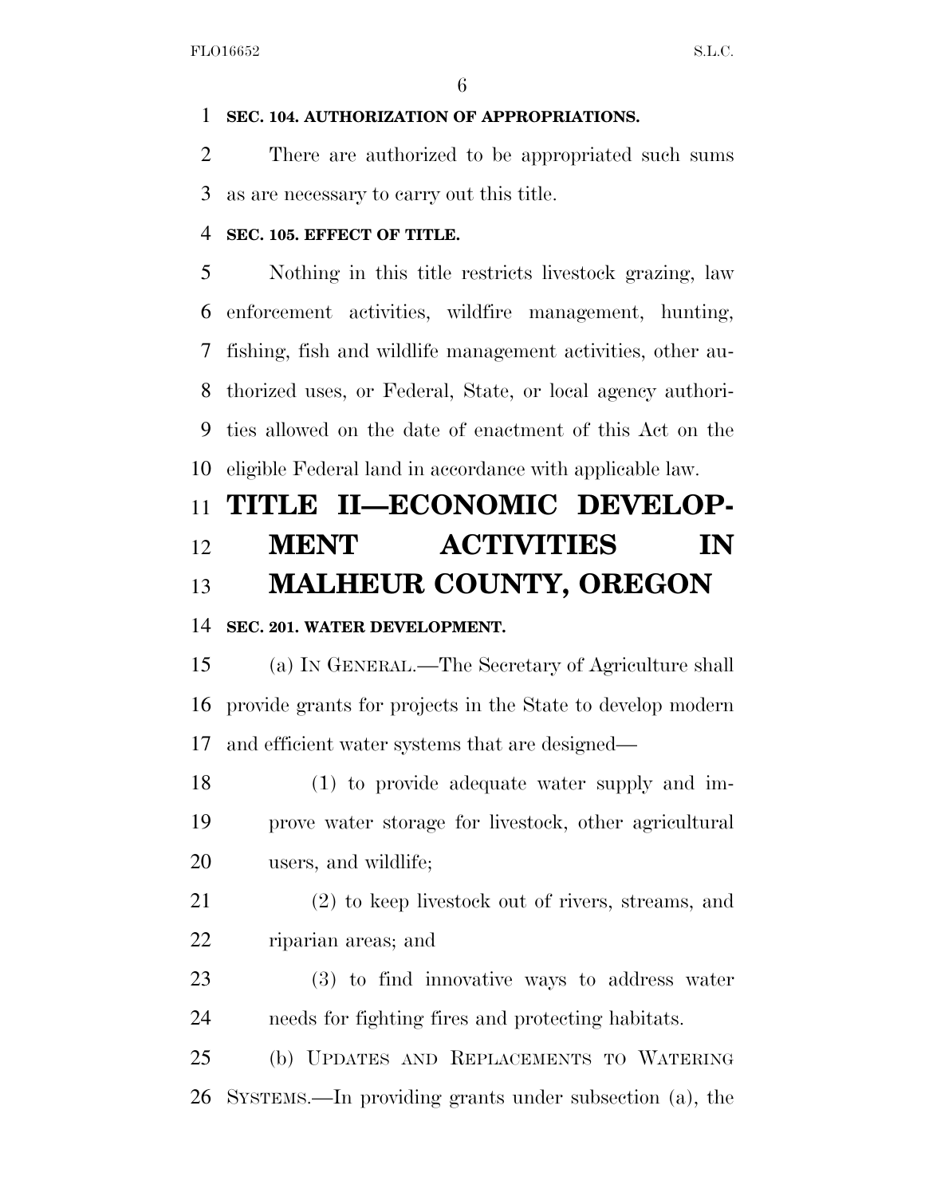**SEC. 104. AUTHORIZATION OF APPROPRIATIONS.**

There are authorized to be appropriated such sums as are necessary to carry out this title.

**SEC. 105. EFFECT OF TITLE.**

Nothing in this title restricts livestock grazing, law enforcement activities, wildfire management, hunting, fishing, fish and wildlife management activities, other authorized uses, or Federal, State, or local agency authorities allowed on the date of enactment of this Act on the eligible Federal land in accordance with applicable law.

# TITLE II—ECONOMIC DEVELOPMENT ACTIVITIES IN MALHEUR COUNTY, OREGON

**SEC. 201. WATER DEVELOPMENT.**

(a) IN GENERAL.—The Secretary of Agriculture shall provide grants for projects in the State to develop modern and efficient water systems that are designed—

(1) to provide adequate water supply and improve water storage for livestock, other agricultural users, and wildlife;

(2) to keep livestock out of rivers, streams, and riparian areas; and

(3) to find innovative ways to address water needs for fighting fires and protecting habitats.

(b) UPDATES AND REPLACEMENTS TO WATERING SYSTEMS.—In providing grants under subsection (a), the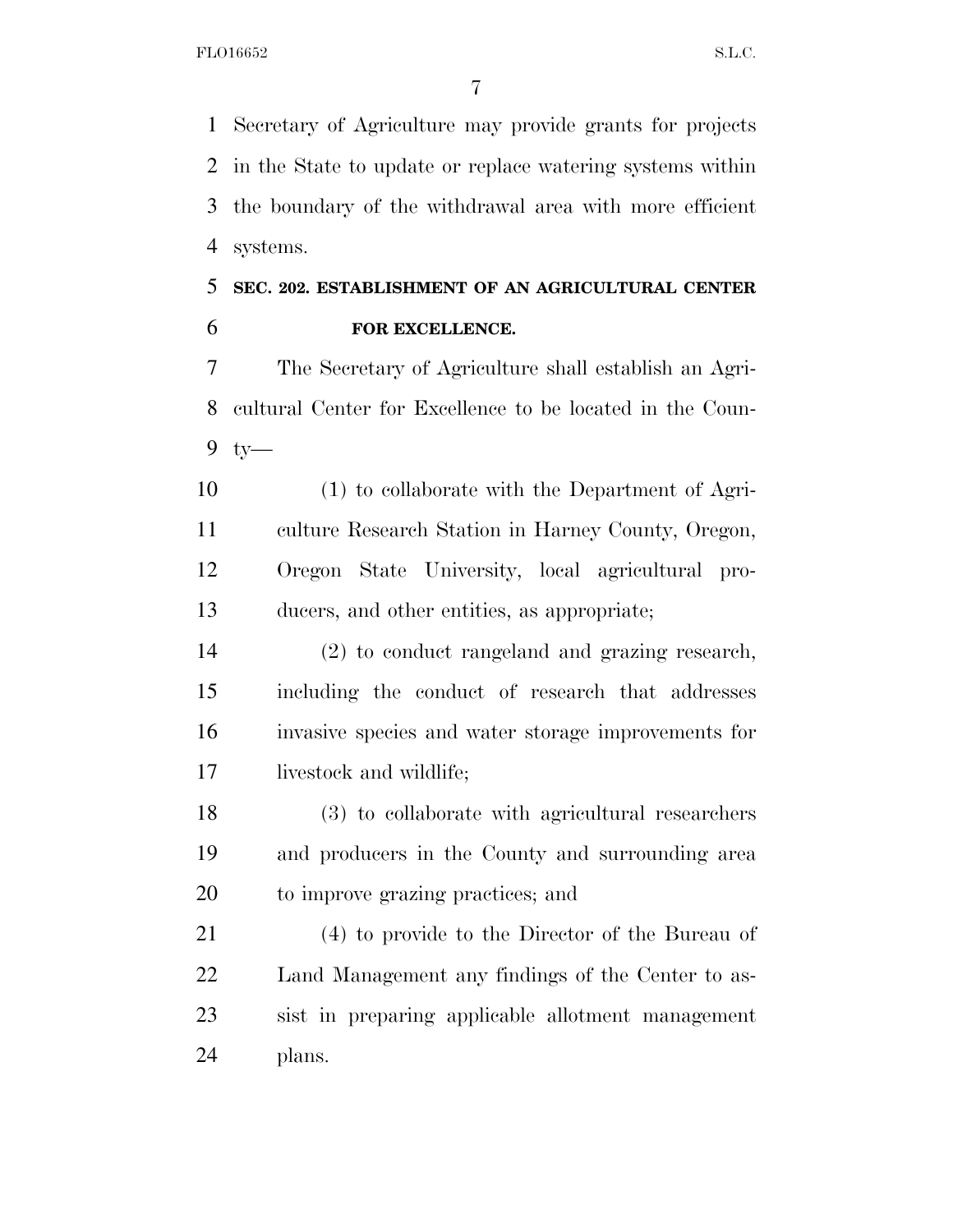Secretary of Agriculture may provide grants for projects in the State to update or replace watering systems within the boundary of the withdrawal area with more efficient systems.

**SEC. 202. ESTABLISHMENT OF AN AGRICULTURAL CENTER FOR EXCELLENCE.**

The Secretary of Agriculture shall establish an Agricultural Center for Excellence to be located in the County—

(1) to collaborate with the Department of Agriculture Research Station in Harney County, Oregon, Oregon State University, local agricultural producers, and other entities, as appropriate;

(2) to conduct rangeland and grazing research, including the conduct of research that addresses invasive species and water storage improvements for livestock and wildlife;

(3) to collaborate with agricultural researchers and producers in the County and surrounding area to improve grazing practices; and

(4) to provide to the Director of the Bureau of Land Management any findings of the Center to assist in preparing applicable allotment management plans.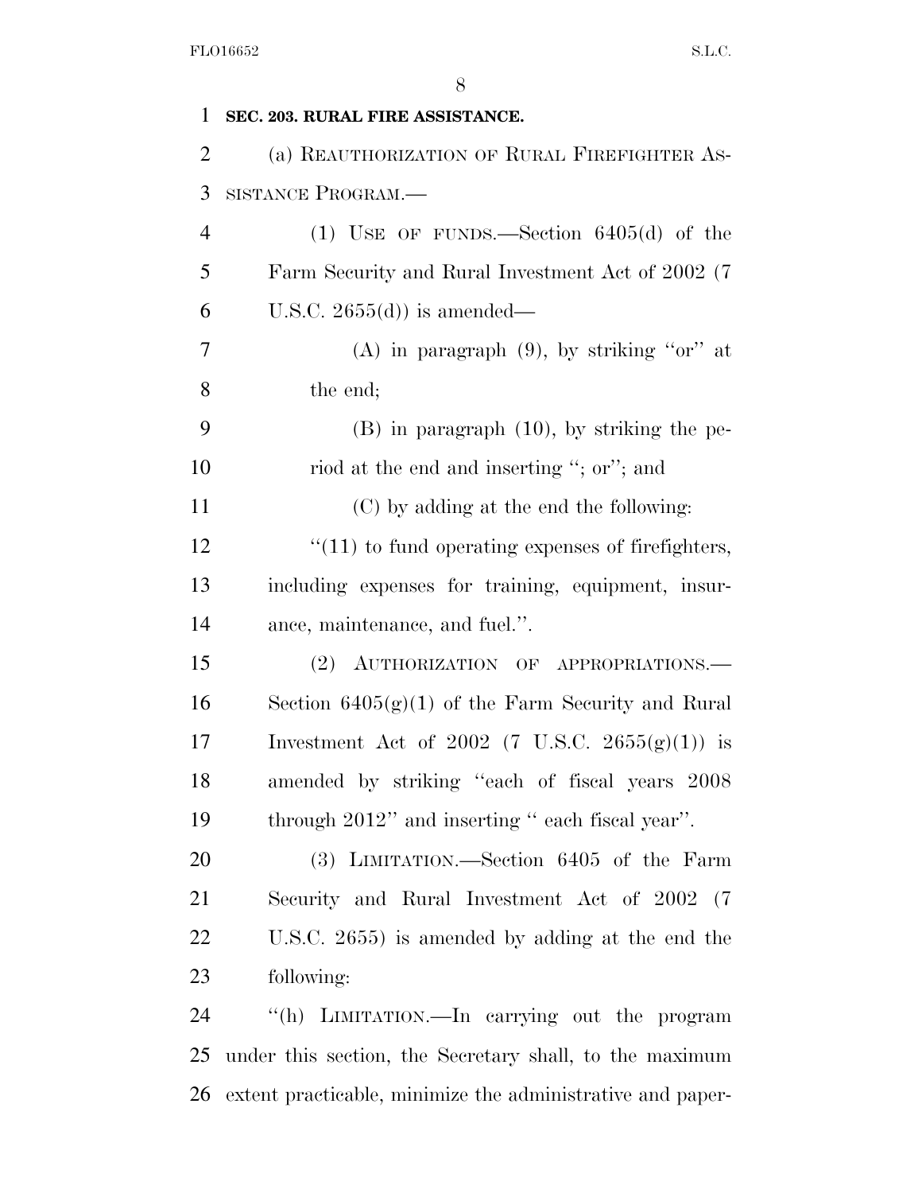**SEC. 203. RURAL FIRE ASSISTANCE.**

(a) REAUTHORIZATION OF RURAL FIREFIGHTER ASSISTANCE PROGRAM.—

(1) USE OF FUNDS.—Section 6405(d) of the Farm Security and Rural Investment Act of 2002 (7 U.S.C. 2655(d)) is amended—

(A) in paragraph (9), by striking "or" at the end;

(B) in paragraph (10), by striking the period at the end and inserting "; or"; and

(C) by adding at the end the following:

"(11) to fund operating expenses of firefighters, including expenses for training, equipment, insurance, maintenance, and fuel.".

(2) AUTHORIZATION OF APPROPRIATIONS.—Section 6405(g)(1) of the Farm Security and Rural Investment Act of 2002 (7 U.S.C. 2655(g)(1)) is amended by striking "each of fiscal years 2008 through 2012" and inserting " each fiscal year".

(3) LIMITATION.—Section 6405 of the Farm Security and Rural Investment Act of 2002 (7 U.S.C. 2655) is amended by adding at the end the following:

"(h) LIMITATION.—In carrying out the program under this section, the Secretary shall, to the maximum extent practicable, minimize the administrative and paper-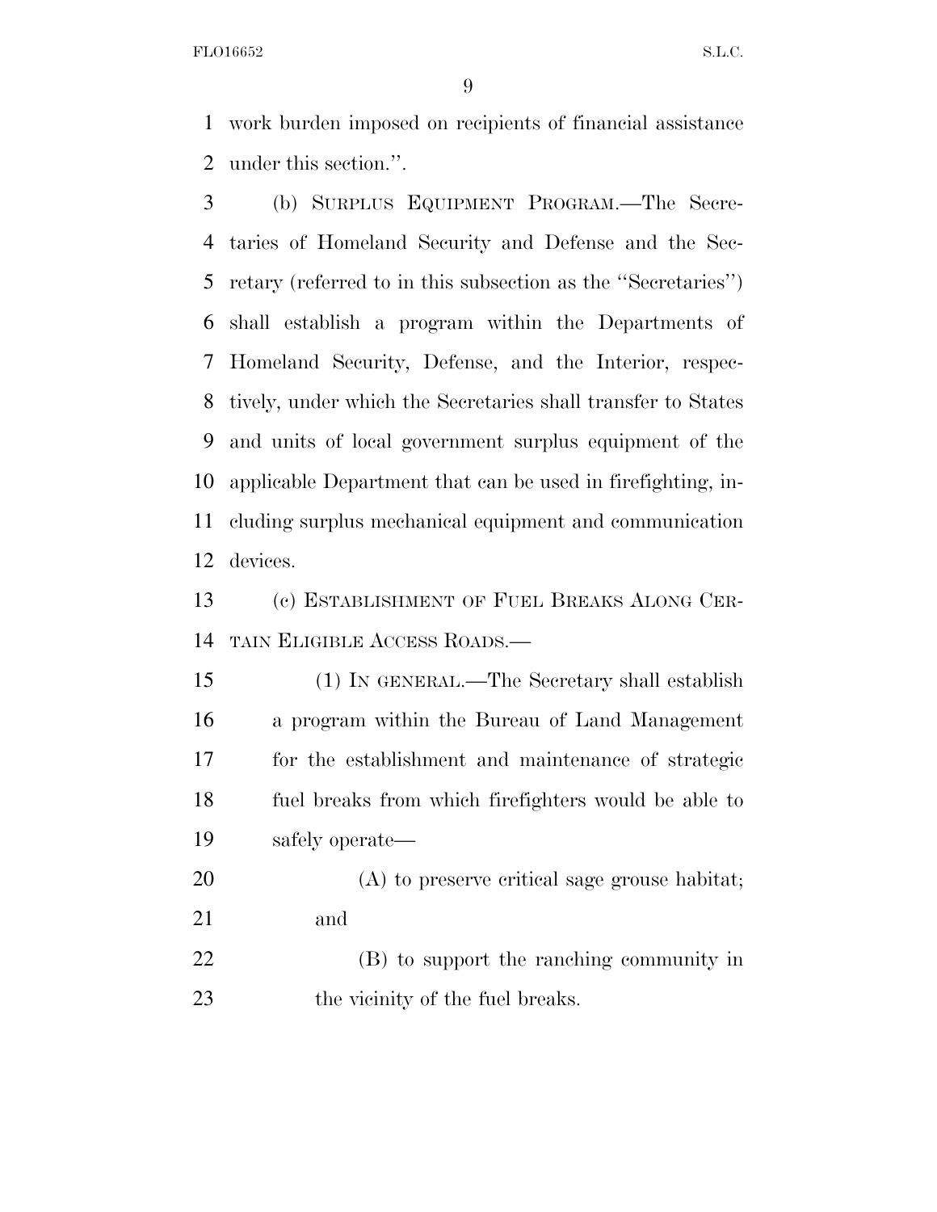work burden imposed on recipients of financial assistance under this section.''.

(b) SURPLUS EQUIPMENT PROGRAM.—The Secretaries of Homeland Security and Defense and the Secretary (referred to in this subsection as the ''Secretaries'') shall establish a program within the Departments of Homeland Security, Defense, and the Interior, respectively, under which the Secretaries shall transfer to States and units of local government surplus equipment of the applicable Department that can be used in firefighting, including surplus mechanical equipment and communication devices.

(c) ESTABLISHMENT OF FUEL BREAKS ALONG CERTAIN ELIGIBLE ACCESS ROADS.—

(1) IN GENERAL.—The Secretary shall establish a program within the Bureau of Land Management for the establishment and maintenance of strategic fuel breaks from which firefighters would be able to safely operate—

(A) to preserve critical sage grouse habitat; and

(B) to support the ranching community in the vicinity of the fuel breaks.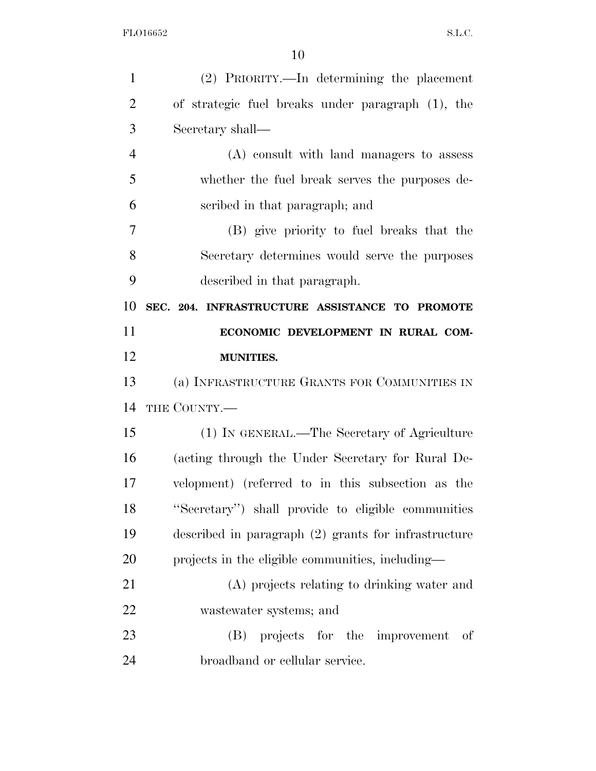(2) PRIORITY.—In determining the placement of strategic fuel breaks under paragraph (1), the Secretary shall—

(A) consult with land managers to assess whether the fuel break serves the purposes described in that paragraph; and

(B) give priority to fuel breaks that the Secretary determines would serve the purposes described in that paragraph.

**SEC. 204. INFRASTRUCTURE ASSISTANCE TO PROMOTE ECONOMIC DEVELOPMENT IN RURAL COMMUNITIES.**

(a) INFRASTRUCTURE GRANTS FOR COMMUNITIES IN THE COUNTY.—

(1) IN GENERAL.—The Secretary of Agriculture (acting through the Under Secretary for Rural Development) (referred to in this subsection as the ''Secretary'') shall provide to eligible communities described in paragraph (2) grants for infrastructure projects in the eligible communities, including—

(A) projects relating to drinking water and wastewater systems; and

(B) projects for the improvement of broadband or cellular service.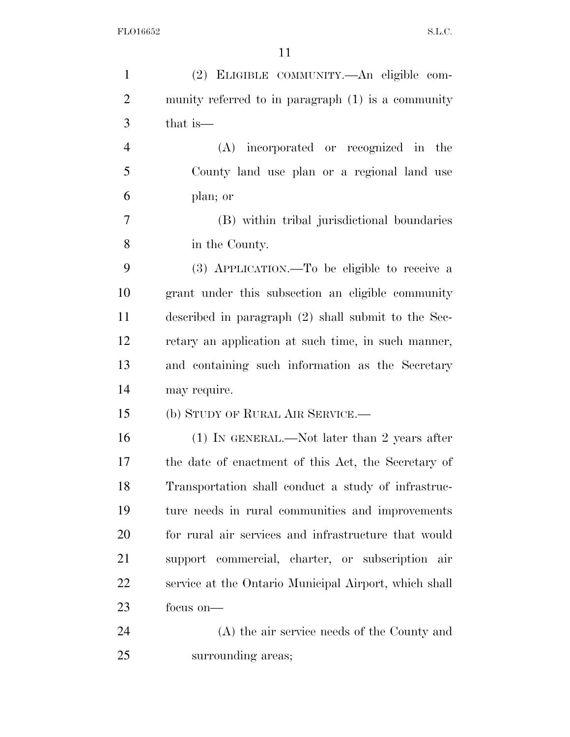(2) ELIGIBLE COMMUNITY.—An eligible community referred to in paragraph (1) is a community that is—

(A) incorporated or recognized in the County land use plan or a regional land use plan; or

(B) within tribal jurisdictional boundaries in the County.

(3) APPLICATION.—To be eligible to receive a grant under this subsection an eligible community described in paragraph (2) shall submit to the Secretary an application at such time, in such manner, and containing such information as the Secretary may require.

(b) STUDY OF RURAL AIR SERVICE.—

(1) IN GENERAL.—Not later than 2 years after the date of enactment of this Act, the Secretary of Transportation shall conduct a study of infrastructure needs in rural communities and improvements for rural air services and infrastructure that would support commercial, charter, or subscription air service at the Ontario Municipal Airport, which shall focus on—

(A) the air service needs of the County and surrounding areas;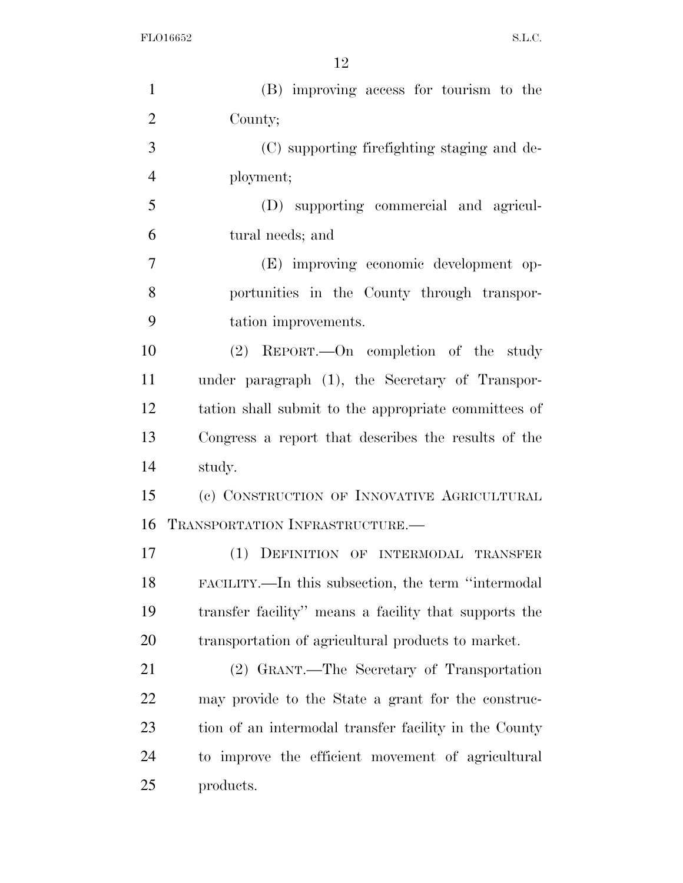(B) improving access for tourism to the County;

(C) supporting firefighting staging and deployment;

(D) supporting commercial and agricultural needs; and

(E) improving economic development opportunities in the County through transportation improvements.

(2) REPORT.—On completion of the study under paragraph (1), the Secretary of Transportation shall submit to the appropriate committees of Congress a report that describes the results of the study.

(c) CONSTRUCTION OF INNOVATIVE AGRICULTURAL TRANSPORTATION INFRASTRUCTURE.—

(1) DEFINITION OF INTERMODAL TRANSFER FACILITY.—In this subsection, the term "intermodal transfer facility" means a facility that supports the transportation of agricultural products to market.

(2) GRANT.—The Secretary of Transportation may provide to the State a grant for the construction of an intermodal transfer facility in the County to improve the efficient movement of agricultural products.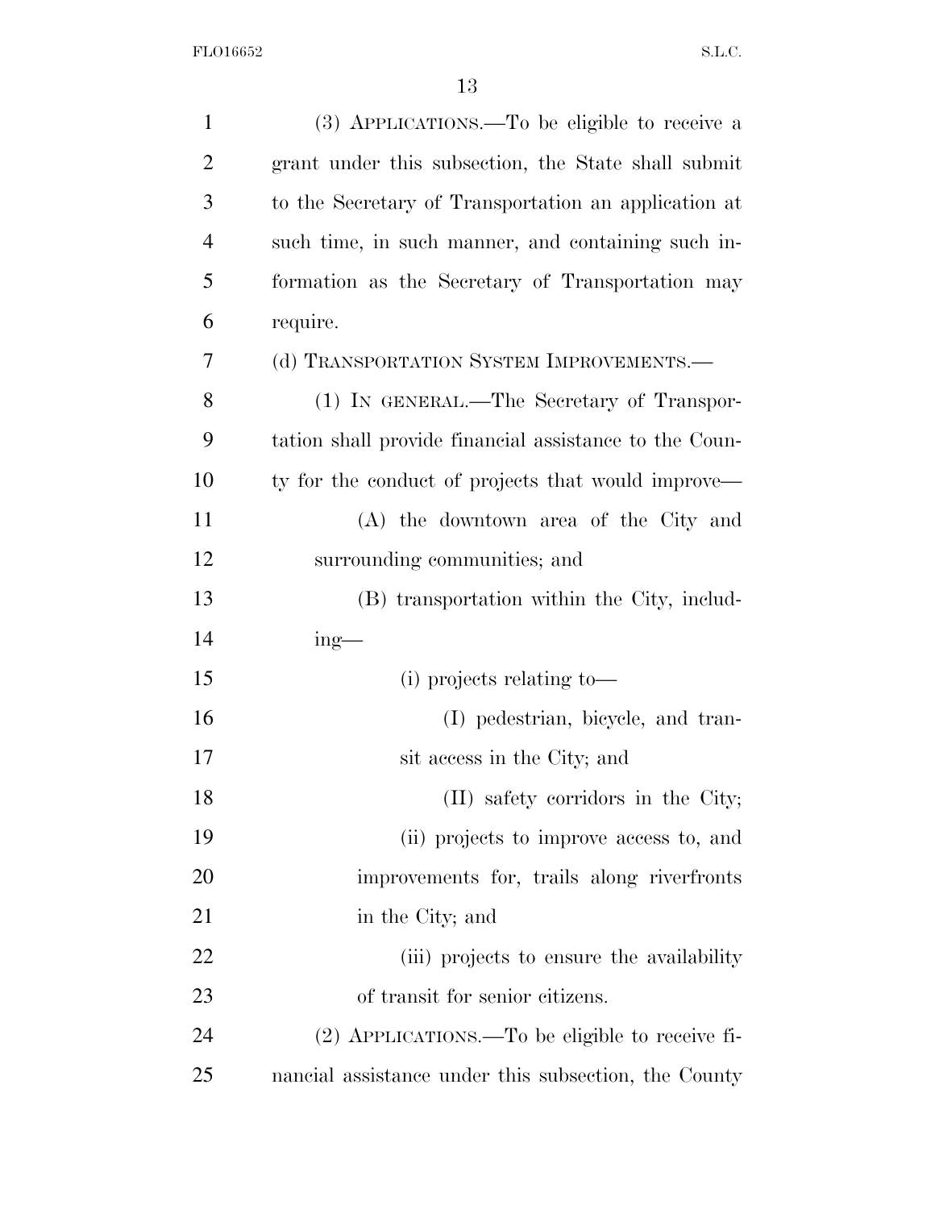(3) APPLICATIONS.—To be eligible to receive a grant under this subsection, the State shall submit to the Secretary of Transportation an application at such time, in such manner, and containing such information as the Secretary of Transportation may require.

(d) TRANSPORTATION SYSTEM IMPROVEMENTS.—

(1) IN GENERAL.—The Secretary of Transportation shall provide financial assistance to the County for the conduct of projects that would improve—

(A) the downtown area of the City and surrounding communities; and

(B) transportation within the City, including—

(i) projects relating to—

(I) pedestrian, bicycle, and transit access in the City; and

(II) safety corridors in the City;

(ii) projects to improve access to, and improvements for, trails along riverfronts in the City; and

(iii) projects to ensure the availability of transit for senior citizens.

(2) APPLICATIONS.—To be eligible to receive financial assistance under this subsection, the County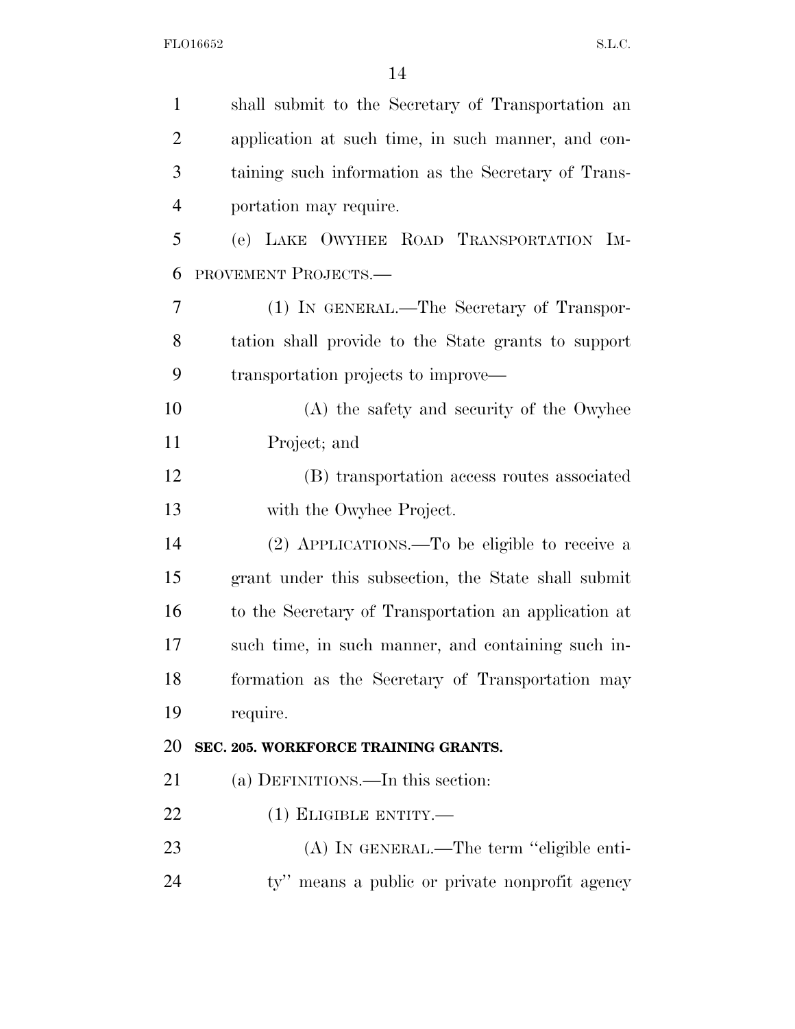shall submit to the Secretary of Transportation an application at such time, in such manner, and containing such information as the Secretary of Transportation may require.

(e) LAKE OWYHEE ROAD TRANSPORTATION IMPROVEMENT PROJECTS.—

(1) IN GENERAL.—The Secretary of Transportation shall provide to the State grants to support transportation projects to improve—

(A) the safety and security of the Owyhee Project; and

(B) transportation access routes associated with the Owyhee Project.

(2) APPLICATIONS.—To be eligible to receive a grant under this subsection, the State shall submit to the Secretary of Transportation an application at such time, in such manner, and containing such information as the Secretary of Transportation may require.

**SEC. 205. WORKFORCE TRAINING GRANTS.**

(a) DEFINITIONS.—In this section:

(1) ELIGIBLE ENTITY.—

(A) IN GENERAL.—The term "eligible entity" means a public or private nonprofit agency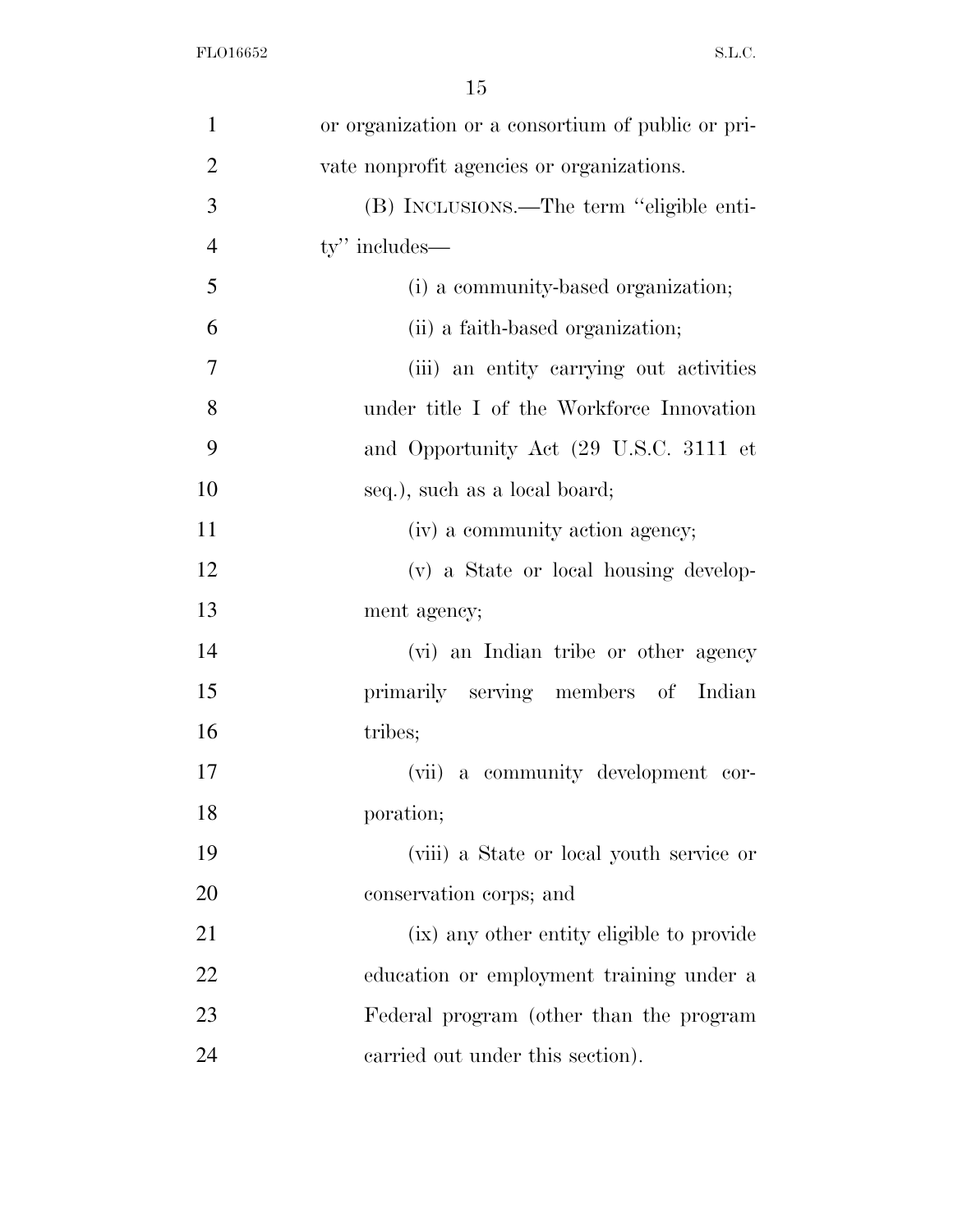or organization or a consortium of public or private nonprofit agencies or organizations.

(B) INCLUSIONS.—The term "eligible entity" includes—

(i) a community-based organization;

(ii) a faith-based organization;

(iii) an entity carrying out activities under title I of the Workforce Innovation and Opportunity Act (29 U.S.C. 3111 et seq.), such as a local board;

(iv) a community action agency;

(v) a State or local housing development agency;

(vi) an Indian tribe or other agency primarily serving members of Indian tribes;

(vii) a community development corporation;

(viii) a State or local youth service or conservation corps; and

(ix) any other entity eligible to provide education or employment training under a Federal program (other than the program carried out under this section).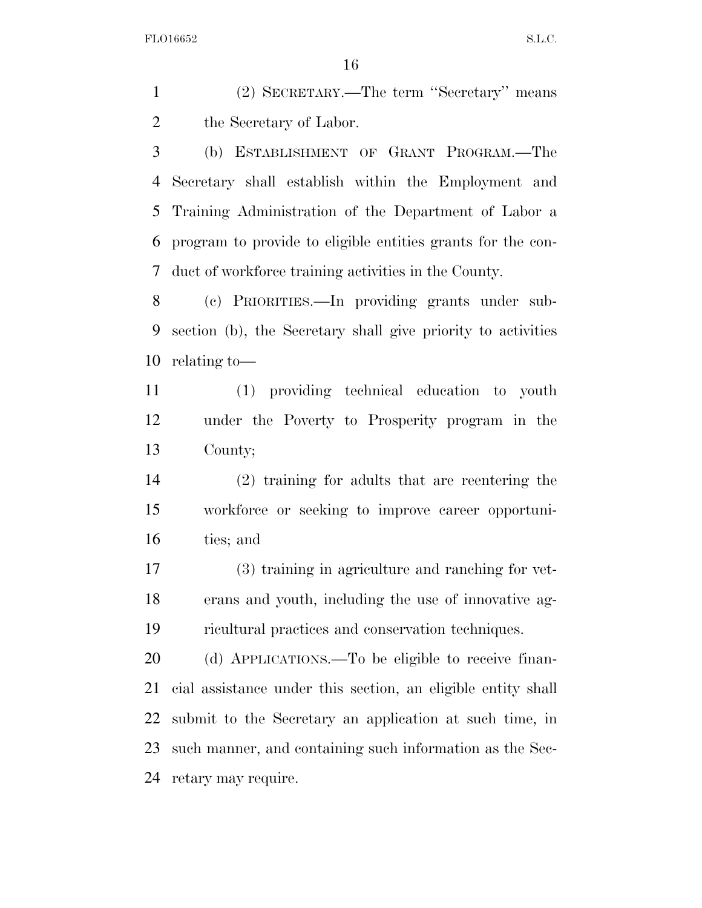(2) SECRETARY.—The term "Secretary" means the Secretary of Labor.

(b) ESTABLISHMENT OF GRANT PROGRAM.—The Secretary shall establish within the Employment and Training Administration of the Department of Labor a program to provide to eligible entities grants for the conduct of workforce training activities in the County.

(c) PRIORITIES.—In providing grants under subsection (b), the Secretary shall give priority to activities relating to—

(1) providing technical education to youth under the Poverty to Prosperity program in the County;

(2) training for adults that are reentering the workforce or seeking to improve career opportunities; and

(3) training in agriculture and ranching for veterans and youth, including the use of innovative agricultural practices and conservation techniques.

(d) APPLICATIONS.—To be eligible to receive financial assistance under this section, an eligible entity shall submit to the Secretary an application at such time, in such manner, and containing such information as the Secretary may require.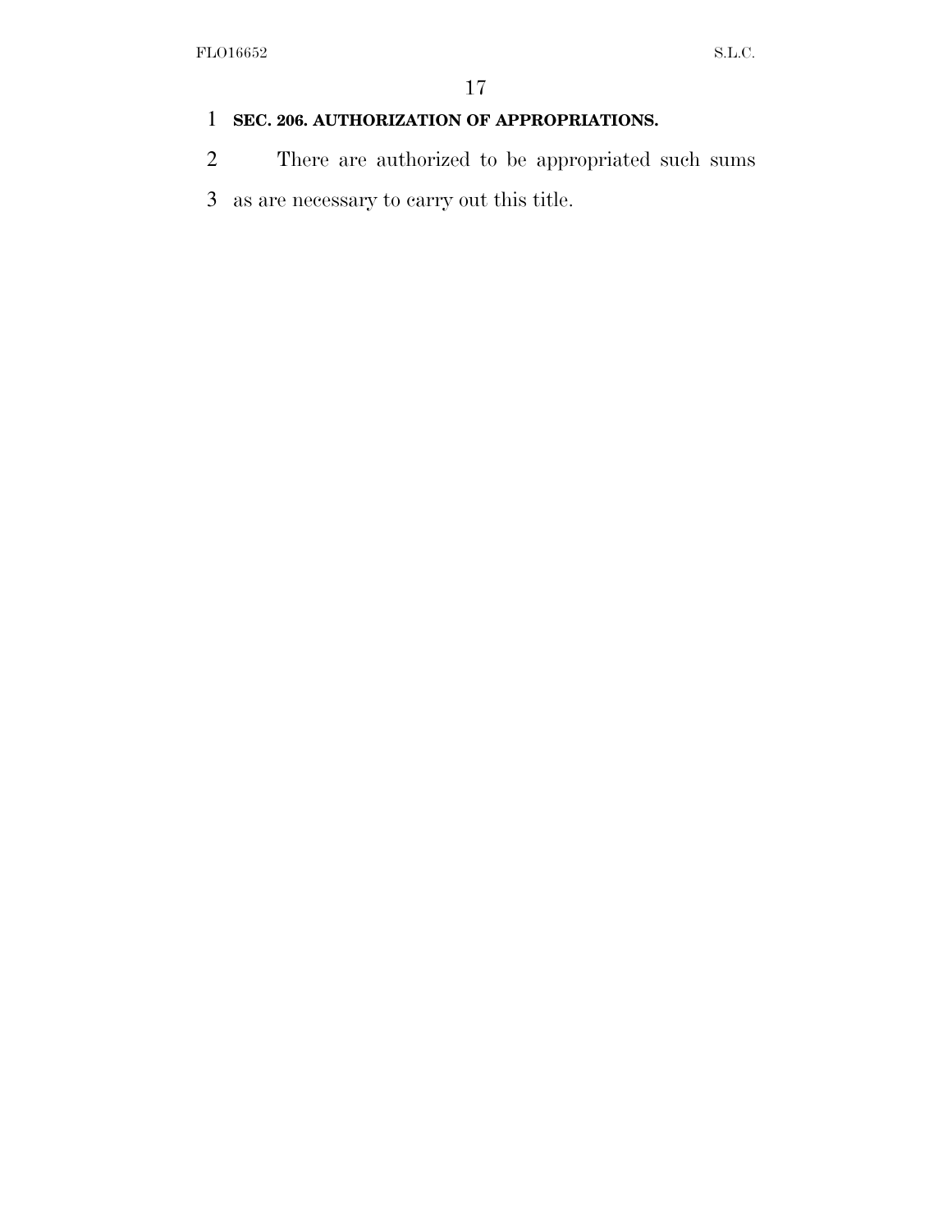**SEC. 206. AUTHORIZATION OF APPROPRIATIONS.**

There are authorized to be appropriated such sums as are necessary to carry out this title.